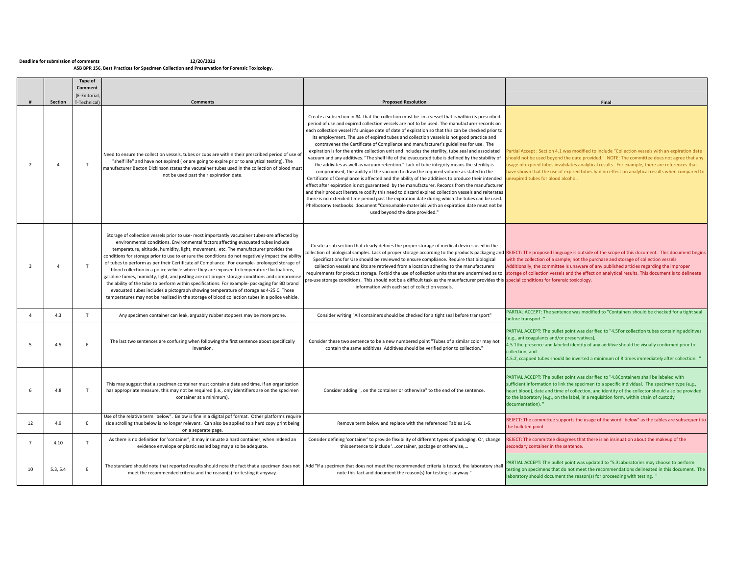**Deadline for submission of comments** **12/20/2021**

**ASB BPR 156, Best Practices for Specimen Collection and Preservation for Forensic Toxicology.**

| # | Section | Type of Comment (E-Editorial, T-Technical) | Comments | Proposed Resolution | Final |
|---|---|---|---|---|---|
| 2 | 4 | T | Need to ensure the collection vessels, tubes or cups are within their prescribed period of use of "shelf life" and have not expired ( or are going to expire prior to analytical testing). The manufacturer Becton Dickinson states the vacutainer tubes used in the collection of blood must not be used past their expiration date. | Create a subsection in #4 that the collection must be in a vessel that is within its prescribed period of use and expired collection vessels are not to be used. The manufacturer records on each collection vessel it's unique date of date of expiration so that this can be checked prior to its employment. The use of expired tubes and collection vessels is not good practice and contravenes the Certificate of Compliance and manufacturer's guidelines for use. The expiration is for the entire collection unit and includes the sterility, tube seal and associated vacuum and any additives. "The shelf life of the evacuated tube is defined by the stability of the addivites as well as vacuum retention." Lack of tube integrity means the sterility is compromised, the ability of the vacuum to draw the required volume as stated in the Certificate of Compliance is affected and the ability of the additives to produce their intended effect after expiration is not guaranteed by the manufacturer. Records from the manufacturer and their product literature codify this need to discard expired collection vessels and reiterates there is no extended time period past the expiration date during which the tubes can be used. Phelbotomy textbooks document "Consumable materials with an expiration date must not be used beyond the date provided." | Partial Accept : Section 4.1 was modified to include "Collection vessels with an expiration date should not be used beyond the date provided." NOTE: The committee does not agree that any usage of expired tubes invalidates analytical results. For example, there are references that have shown that the use of expired tubes had no effect on analytical results when compared to unexpired tubes for blood alcohol. |
| 3 | 4 | T | Storage of collection vessels prior to use- most importantly vacutainer tubes-are affected by environmental conditions. Environmental factors affecting evacuated tubes include temperature, altitude, humidity, light, movement, etc. The manufacturer provides the conditions for storage prior to use to ensure the conditions do not negatively impact the ability of tubes to perform as per their Certificate of Compliance. For example- prolonged storage of blood collection in a police vehicle where they are exposed to temperature fluctuations, gasoline fumes, humidity, light, and jostling are not proper storage conditions and compromise the ability of the tube to perform within specifications. For example- packaging for BD brand evacuated tubes includes a pictograph showing temperature of storage as 4-25 C. Those temperatures may not be realized in the storage of blood collection tubes in a police vehicle. | Create a sub section that clearly defines the proper storage of medical devices used in the collection of biological samples. Lack of proper storage according to the products packaging and Specifications for Use should be reviewed to ensure compliance. Require that biological collection vessels and kits are retrieved from a location adhering to the manufacturers requirements for product storage. Forbid the use of collection units that are undermined as to pre-use storage conditions. This should not be a difficult task as the maunfacturer provides this information with each set of collection vessels. | REJECT: The proposed language is outside of the scope of this document. This document begins with the collection of a sample; not the purchase and storage of collection vessels. Additionally, the committee is unaware of any published articles regarding the improper storage of collection vessels and the effect on analytical results. This document is to delineate special conditions for forensic toxicology. |
| 4 | 4.3 | T | Any specimen container can leak, arguably rubber stoppers may be more prone. | Consider writing "All containers should be checked for a tight seal before transport" | PARTIAL ACCEPT: The sentence was modified to "Containers should be checked for a tight seal before transport. " |
| 5 | 4.5 | E | The last two sentences are confusing when following the first sentence about specifically inversion. | Consider these two sentence to be a new numbered point "Tubes of a similar color may not contain the same additives. Additives should be verified prior to collection." | PARTIAL ACCEPT: The bullet point was clarified to "4.5For collection tubes containing additives (e.g., anticoagulants and/or preservatives), 4.5.1the presence and labeled identity of any additive should be visually confirmed prior to collection, and 4.5.2, ccapped tubes should be inverted a minimum of 8 times immediately after collection. " |
| 6 | 4.8 | T | This may suggest that a specimen container must contain a date and time. If an organization has appropriate measure, this may not be required (i.e., only identifiers are on the specimen container at a minimum). | Consider adding ", on the container or otherwise" to the end of the sentence. | PARTIAL ACCEPT: The bullet point was clarified to "4.8Containers shall be labeled with sufficient information to link the specimen to a specific individual. The specimen type (e.g., heart blood), date and time of collection, and identity of the collector should also be provided to the laboratory (e.g., on the label, in a requisition form, within chain of custody documentation). " |
| 12 | 4.9 | E | Use of the relative term "below". Below is fine in a digital pdf format. Other platforms require side scrolling thus below is no longer relevant. Can also be applied to a hard copy print being on a separate page. | Remove term below and replace with the referenced Tables 1-6. | REJECT: The committee supports the usage of the word "below" as the tables are subsequent to the bulleted point. |
| 7 | 4.10 | T | As there is no definition for 'container', it may insinuate a hard container, when indeed an evidence envelope or plastic sealed bag may also be adequate. | Consider defining 'container' to provide flexibility of different types of packaging. Or, change this sentence to include '...container, package or otherwise,... | REJECT: The committee disagrees that there is an insinuation about the makeup of the secondary container in the sentence. |
| 10 | 5.3, 5.4 | E | The standard should note that reported results should note the fact that a specimen does not meet the recommended criteria and the reason(s) for testing it anyway. | Add "If a specimen that does not meet the recommended criteria is tested, the laboratory shall note this fact and document the reason(s) for testing it anyway." | PARTIAL ACCEPT: The bullet point was updated to "5.3Laboratories may choose to perform testing on specimens that do not meet the recommendations delineated in this document. The laboratory should document the reason(s) for proceeding with testing. " |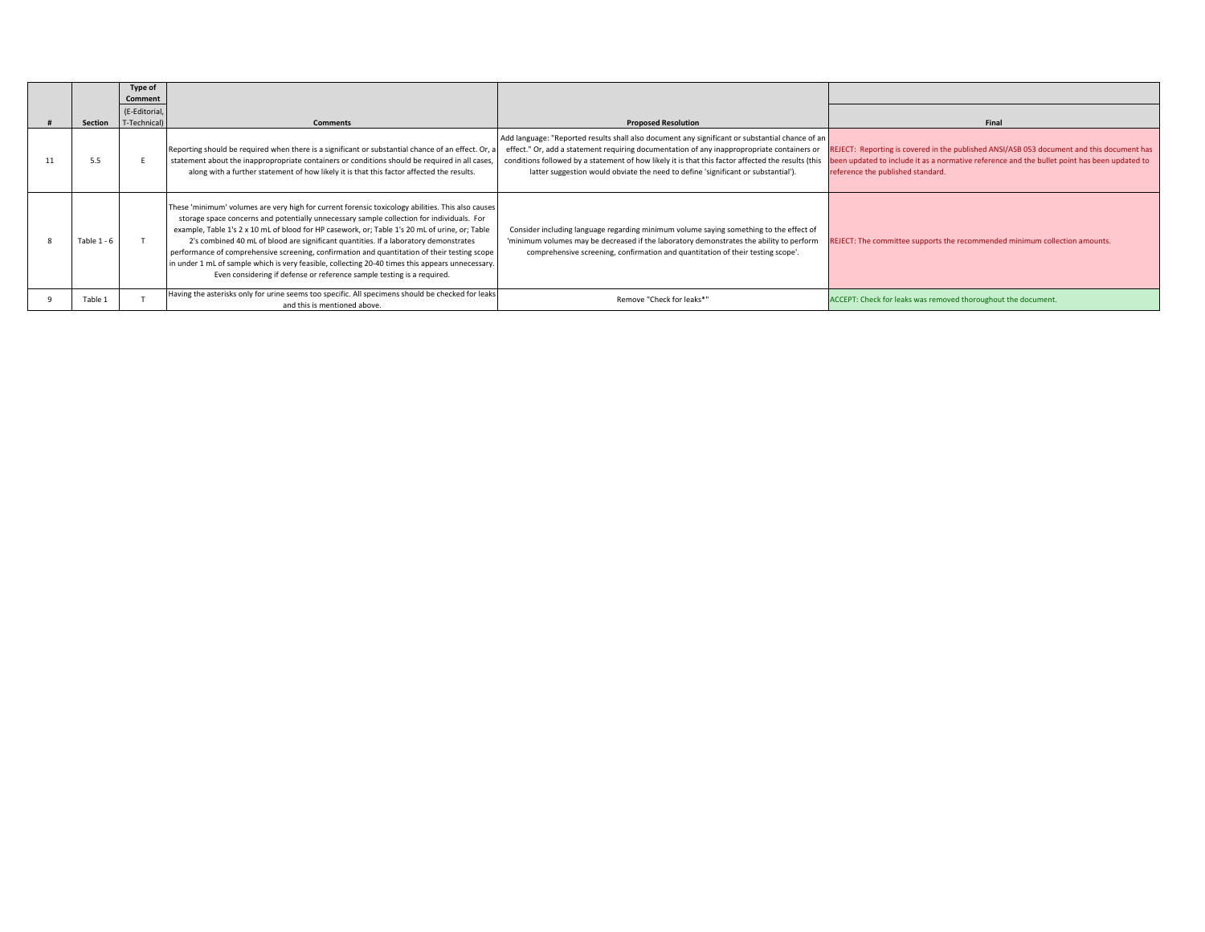| # | Section | Type of Comment (E-Editorial, T-Technical) | Comments | Proposed Resolution | Final |
|---|---|---|---|---|---|
| 11 | 5.5 | E | Reporting should be required when there is a significant or substantial chance of an effect. Or, a statement about the inappropropriate containers or conditions should be required in all cases, along with a further statement of how likely it is that this factor affected the results. | Add language: "Reported results shall also document any significant or substantial chance of an effect." Or, add a statement requiring documentation of any inapppropropriate containers or conditions followed by a statement of how likely it is that this factor affected the results (this latter suggestion would obviate the need to define 'significant or substantial'). | REJECT: Reporting is covered in the published ANSI/ASB 053 document and this document has been updated to include it as a normative reference and the bullet point has been updated to reference the published standard. |
| 8 | Table 1 - 6 | T | These 'minimum' volumes are very high for current forensic toxicology abilities. This also causes storage space concerns and potentially unnecessary sample collection for individuals. For example, Table 1's 2 x 10 mL of blood for HP casework, or; Table 1's 20 mL of urine, or; Table 2's combined 40 mL of blood are significant quantities. If a laboratory demonstrates performance of comprehensive screening, confirmation and quantitation of their testing scope in under 1 mL of sample which is very feasible, collecting 20-40 times this appears unnecessary. Even considering if defense or reference sample testing is a required. | Consider including language regarding minimum volume saying something to the effect of 'minimum volumes may be decreased if the laboratory demonstrates the ability to perform comprehensive screening, confirmation and quantitation of their testing scope'. | REJECT: The committee supports the recommended minimum collection amounts. |
| 9 | Table 1 | T | Having the asterisks only for urine seems too specific. All specimens should be checked for leaks and this is mentioned above. | Remove "Check for leaks*" | ACCEPT: Check for leaks was removed thoroughout the document. |